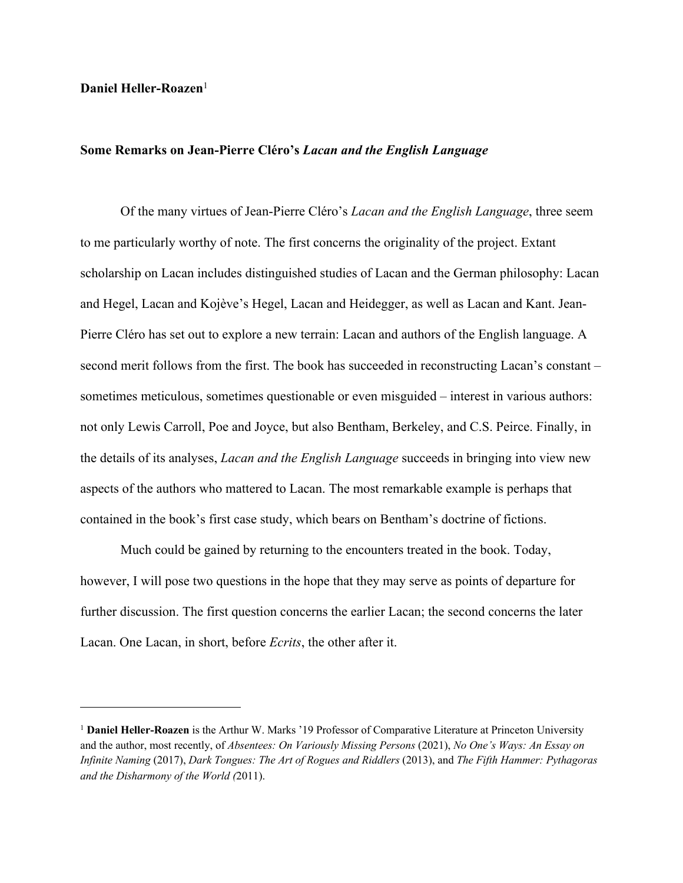**Daniel Heller-Roazen**[1]

## Some Remarks on Jean-Pierre Cléro's *Lacan and the English Language*

Of the many virtues of Jean-Pierre Cléro's *Lacan and the English Language*, three seem to me particularly worthy of note. The first concerns the originality of the project. Extant scholarship on Lacan includes distinguished studies of Lacan and the German philosophy: Lacan and Hegel, Lacan and Kojève's Hegel, Lacan and Heidegger, as well as Lacan and Kant. Jean-Pierre Cléro has set out to explore a new terrain: Lacan and authors of the English language. A second merit follows from the first. The book has succeeded in reconstructing Lacan's constant – sometimes meticulous, sometimes questionable or even misguided – interest in various authors: not only Lewis Carroll, Poe and Joyce, but also Bentham, Berkeley, and C.S. Peirce. Finally, in the details of its analyses, *Lacan and the English Language* succeeds in bringing into view new aspects of the authors who mattered to Lacan. The most remarkable example is perhaps that contained in the book's first case study, which bears on Bentham's doctrine of fictions.

Much could be gained by returning to the encounters treated in the book. Today, however, I will pose two questions in the hope that they may serve as points of departure for further discussion. The first question concerns the earlier Lacan; the second concerns the later Lacan. One Lacan, in short, before *Ecrits*, the other after it.

---

[1] **Daniel Heller-Roazen** is the Arthur W. Marks '19 Professor of Comparative Literature at Princeton University and the author, most recently, of *Absentees: On Variously Missing Persons* (2021), *No One's Ways: An Essay on Infinite Naming* (2017), *Dark Tongues: The Art of Rogues and Riddlers* (2013), and *The Fifth Hammer: Pythagoras and the Disharmony of the World* (2011).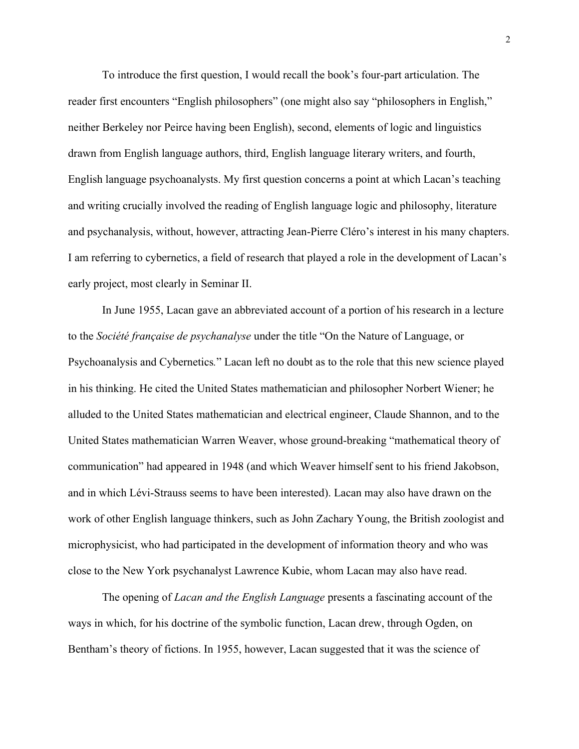To introduce the first question, I would recall the book's four-part articulation. The reader first encounters "English philosophers" (one might also say "philosophers in English," neither Berkeley nor Peirce having been English), second, elements of logic and linguistics drawn from English language authors, third, English language literary writers, and fourth, English language psychoanalysts. My first question concerns a point at which Lacan's teaching and writing crucially involved the reading of English language logic and philosophy, literature and psychanalysis, without, however, attracting Jean-Pierre Cléro's interest in his many chapters. I am referring to cybernetics, a field of research that played a role in the development of Lacan's early project, most clearly in Seminar II.

In June 1955, Lacan gave an abbreviated account of a portion of his research in a lecture to the *Société française de psychanalyse* under the title "On the Nature of Language, or Psychoanalysis and Cybernetics*.*" Lacan left no doubt as to the role that this new science played in his thinking. He cited the United States mathematician and philosopher Norbert Wiener; he alluded to the United States mathematician and electrical engineer, Claude Shannon, and to the United States mathematician Warren Weaver, whose ground-breaking "mathematical theory of communication" had appeared in 1948 (and which Weaver himself sent to his friend Jakobson, and in which Lévi-Strauss seems to have been interested). Lacan may also have drawn on the work of other English language thinkers, such as John Zachary Young, the British zoologist and microphysicist, who had participated in the development of information theory and who was close to the New York psychanalyst Lawrence Kubie, whom Lacan may also have read.

The opening of *Lacan and the English Language* presents a fascinating account of the ways in which, for his doctrine of the symbolic function, Lacan drew, through Ogden, on Bentham's theory of fictions. In 1955, however, Lacan suggested that it was the science of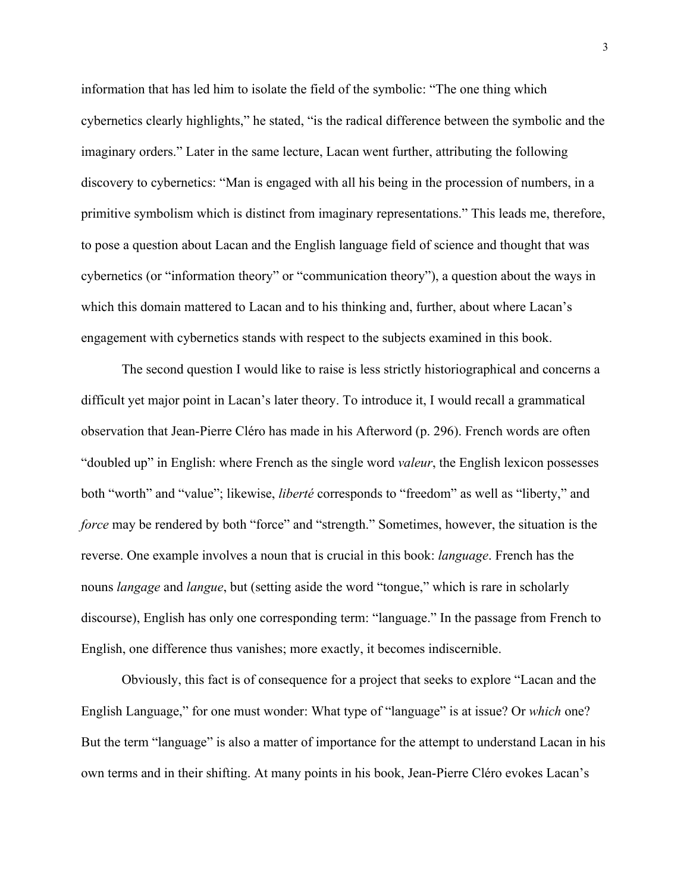information that has led him to isolate the field of the symbolic: "The one thing which cybernetics clearly highlights," he stated, "is the radical difference between the symbolic and the imaginary orders." Later in the same lecture, Lacan went further, attributing the following discovery to cybernetics: "Man is engaged with all his being in the procession of numbers, in a primitive symbolism which is distinct from imaginary representations." This leads me, therefore, to pose a question about Lacan and the English language field of science and thought that was cybernetics (or "information theory" or "communication theory"), a question about the ways in which this domain mattered to Lacan and to his thinking and, further, about where Lacan's engagement with cybernetics stands with respect to the subjects examined in this book.

The second question I would like to raise is less strictly historiographical and concerns a difficult yet major point in Lacan's later theory. To introduce it, I would recall a grammatical observation that Jean-Pierre Cléro has made in his Afterword (p. 296). French words are often "doubled up" in English: where French as the single word *valeur*, the English lexicon possesses both "worth" and "value"; likewise, *liberté* corresponds to "freedom" as well as "liberty," and *force* may be rendered by both "force" and "strength." Sometimes, however, the situation is the reverse. One example involves a noun that is crucial in this book: *language*. French has the nouns *langage* and *langue*, but (setting aside the word "tongue," which is rare in scholarly discourse), English has only one corresponding term: "language." In the passage from French to English, one difference thus vanishes; more exactly, it becomes indiscernible.

Obviously, this fact is of consequence for a project that seeks to explore "Lacan and the English Language," for one must wonder: What type of "language" is at issue? Or *which* one? But the term "language" is also a matter of importance for the attempt to understand Lacan in his own terms and in their shifting. At many points in his book, Jean-Pierre Cléro evokes Lacan's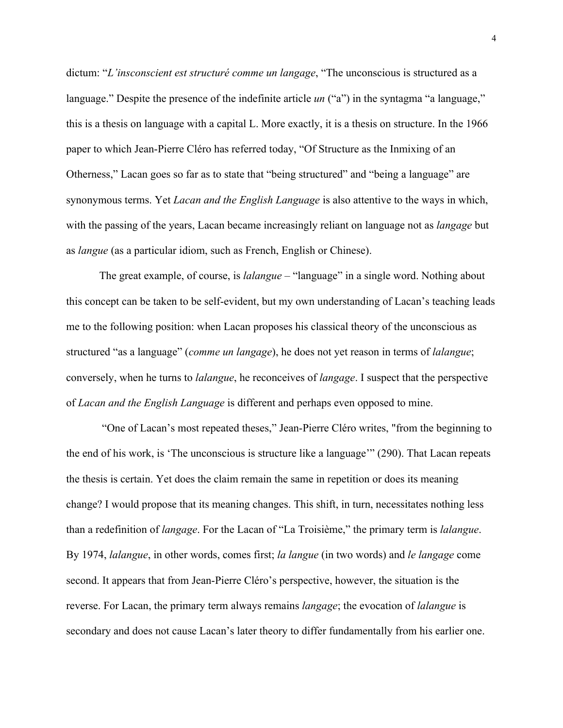dictum: "*L'insconscient est structuré comme un langage*, "The unconscious is structured as a language." Despite the presence of the indefinite article *un* ("a") in the syntagma "a language," this is a thesis on language with a capital L. More exactly, it is a thesis on structure. In the 1966 paper to which Jean-Pierre Cléro has referred today, "Of Structure as the Inmixing of an Otherness," Lacan goes so far as to state that "being structured" and "being a language" are synonymous terms. Yet *Lacan and the English Language* is also attentive to the ways in which, with the passing of the years, Lacan became increasingly reliant on language not as *langage* but as *langue* (as a particular idiom, such as French, English or Chinese).

The great example, of course, is *lalangue* – "language" in a single word. Nothing about this concept can be taken to be self-evident, but my own understanding of Lacan's teaching leads me to the following position: when Lacan proposes his classical theory of the unconscious as structured "as a language" (*comme un langage*), he does not yet reason in terms of *lalangue*; conversely, when he turns to *lalangue*, he reconceives of *langage*. I suspect that the perspective of *Lacan and the English Language* is different and perhaps even opposed to mine.

"One of Lacan's most repeated theses," Jean-Pierre Cléro writes, "from the beginning to the end of his work, is 'The unconscious is structure like a language'" (290). That Lacan repeats the thesis is certain. Yet does the claim remain the same in repetition or does its meaning change? I would propose that its meaning changes. This shift, in turn, necessitates nothing less than a redefinition of *langage*. For the Lacan of "La Troisième," the primary term is *lalangue*. By 1974, *lalangue*, in other words, comes first; *la langue* (in two words) and *le langage* come second. It appears that from Jean-Pierre Cléro's perspective, however, the situation is the reverse. For Lacan, the primary term always remains *langage*; the evocation of *lalangue* is secondary and does not cause Lacan's later theory to differ fundamentally from his earlier one.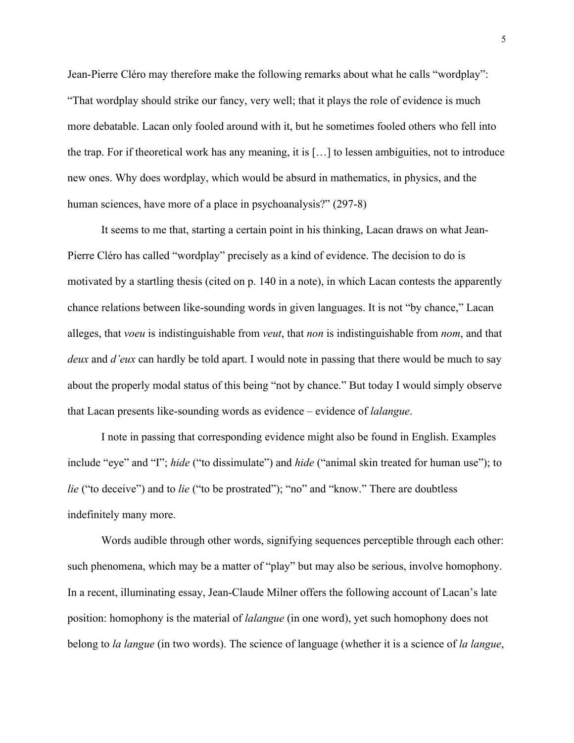Jean-Pierre Cléro may therefore make the following remarks about what he calls "wordplay": "That wordplay should strike our fancy, very well; that it plays the role of evidence is much more debatable. Lacan only fooled around with it, but he sometimes fooled others who fell into the trap. For if theoretical work has any meaning, it is […] to lessen ambiguities, not to introduce new ones. Why does wordplay, which would be absurd in mathematics, in physics, and the human sciences, have more of a place in psychoanalysis?" (297-8)

It seems to me that, starting a certain point in his thinking, Lacan draws on what Jean-Pierre Cléro has called "wordplay" precisely as a kind of evidence. The decision to do is motivated by a startling thesis (cited on p. 140 in a note), in which Lacan contests the apparently chance relations between like-sounding words in given languages. It is not "by chance," Lacan alleges, that *voeu* is indistinguishable from *veut*, that *non* is indistinguishable from *nom*, and that *deux* and *d'eux* can hardly be told apart. I would note in passing that there would be much to say about the properly modal status of this being "not by chance." But today I would simply observe that Lacan presents like-sounding words as evidence – evidence of *lalangue*.

I note in passing that corresponding evidence might also be found in English. Examples include "eye" and "I"; *hide* ("to dissimulate") and *hide* ("animal skin treated for human use"); to *lie* ("to deceive") and to *lie* ("to be prostrated"); "no" and "know." There are doubtless indefinitely many more.

Words audible through other words, signifying sequences perceptible through each other: such phenomena, which may be a matter of "play" but may also be serious, involve homophony. In a recent, illuminating essay, Jean-Claude Milner offers the following account of Lacan's late position: homophony is the material of *lalangue* (in one word), yet such homophony does not belong to *la langue* (in two words). The science of language (whether it is a science of *la langue*,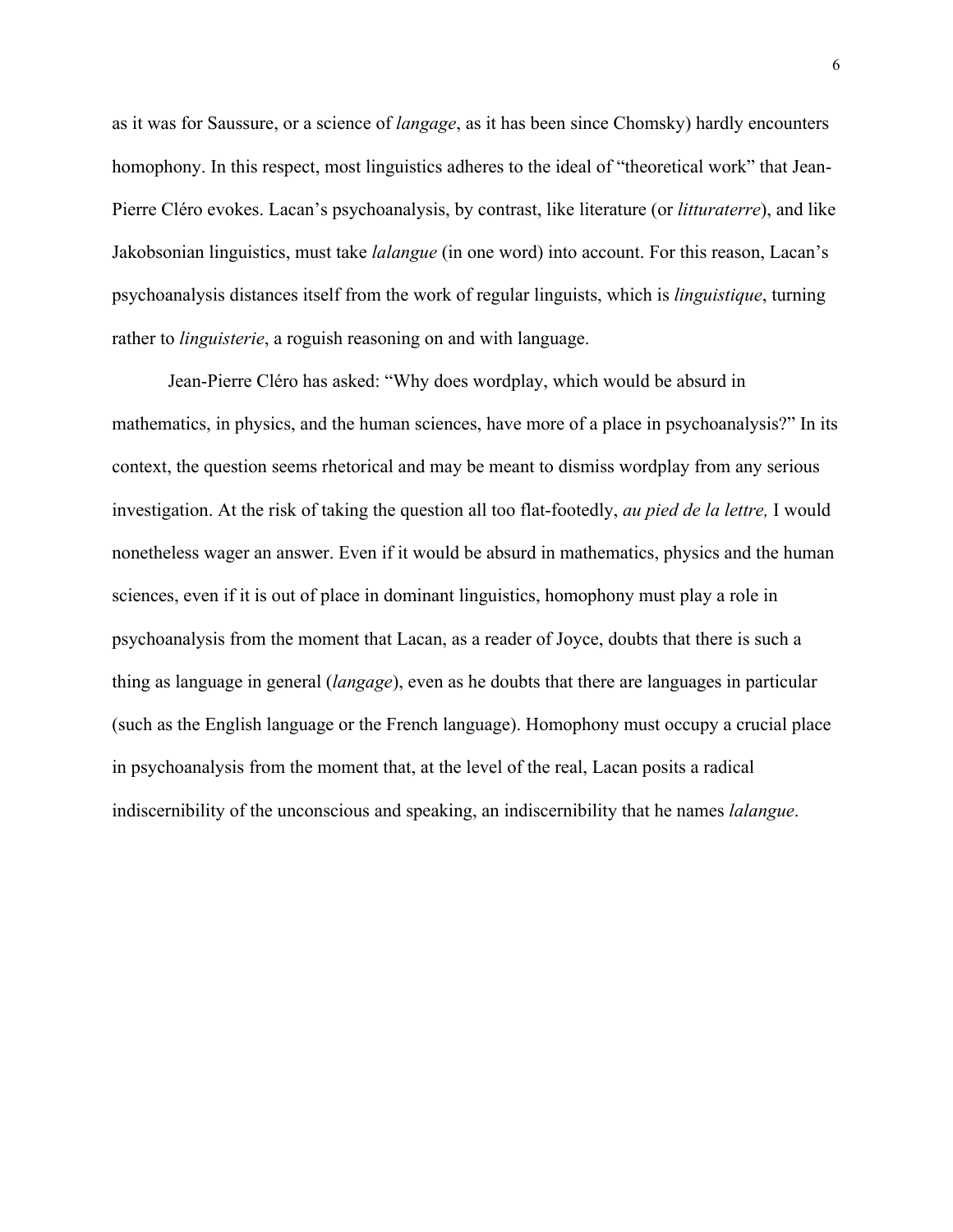as it was for Saussure, or a science of *langage*, as it has been since Chomsky) hardly encounters homophony. In this respect, most linguistics adheres to the ideal of "theoretical work" that Jean-Pierre Cléro evokes. Lacan's psychoanalysis, by contrast, like literature (or *litturaterre*), and like Jakobsonian linguistics, must take *lalangue* (in one word) into account. For this reason, Lacan's psychoanalysis distances itself from the work of regular linguists, which is *linguistique*, turning rather to *linguisterie*, a roguish reasoning on and with language.

Jean-Pierre Cléro has asked: "Why does wordplay, which would be absurd in mathematics, in physics, and the human sciences, have more of a place in psychoanalysis?" In its context, the question seems rhetorical and may be meant to dismiss wordplay from any serious investigation. At the risk of taking the question all too flat-footedly, *au pied de la lettre,* I would nonetheless wager an answer. Even if it would be absurd in mathematics, physics and the human sciences, even if it is out of place in dominant linguistics, homophony must play a role in psychoanalysis from the moment that Lacan, as a reader of Joyce, doubts that there is such a thing as language in general (*langage*), even as he doubts that there are languages in particular (such as the English language or the French language). Homophony must occupy a crucial place in psychoanalysis from the moment that, at the level of the real, Lacan posits a radical indiscernibility of the unconscious and speaking, an indiscernibility that he names *lalangue*.